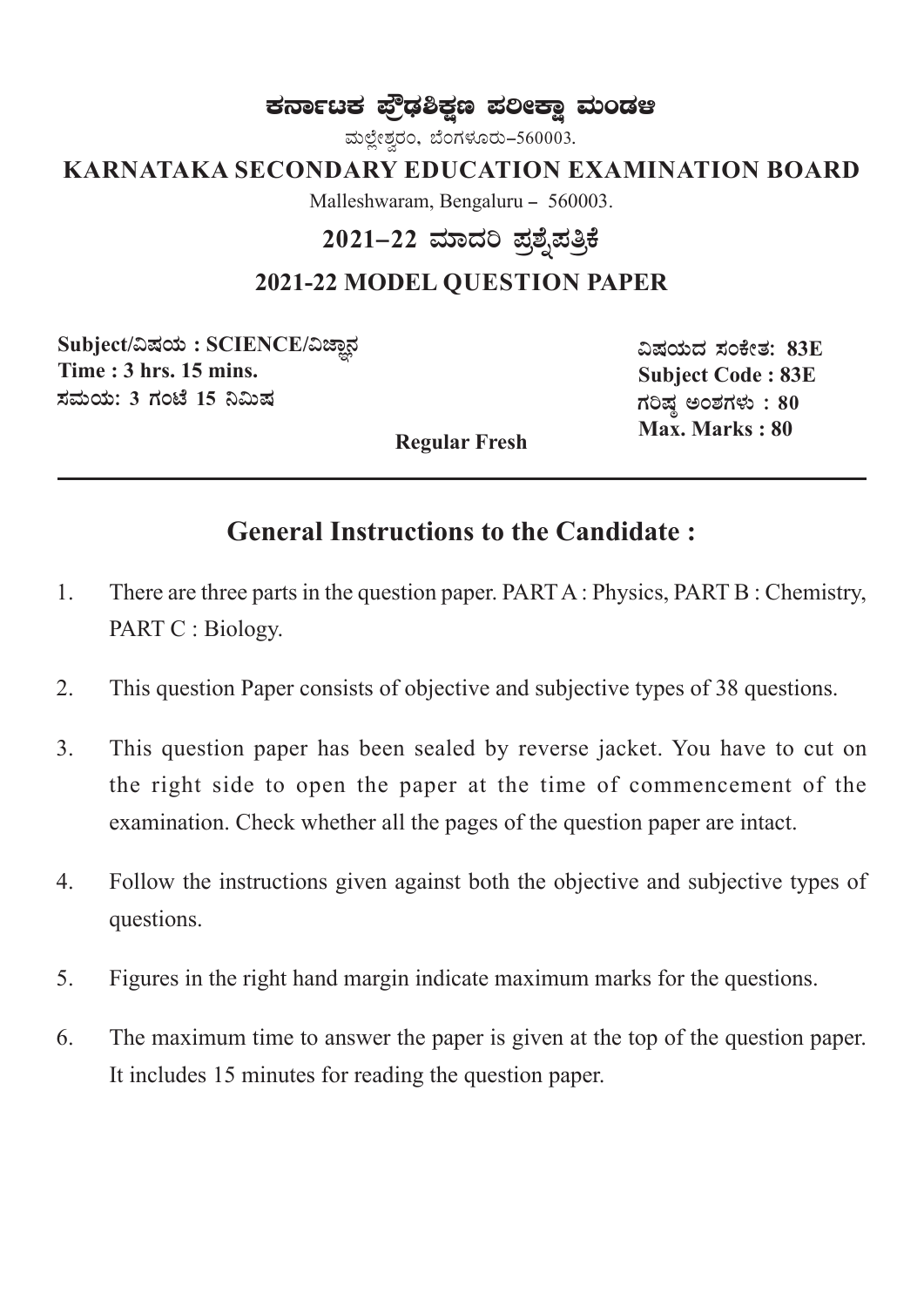# ಕರ್ನಾಟಕ ಪ್ರೌಢಶಿಕ್ಷಣ ಪರೀಕ್ಷಾ ಮಂಡಳಿ

ಮಲ್ಲೇಶ್ವರಂ, ಬೆಂಗಳೂರು–560003.

# KARNATAKA SECONDARY EDUCATION EXAMINATION BOARD

Malleshwaram, Bengaluru – 560003.

## 2021–22 ಮಾದರಿ ಪ್ರಶ್ನೆಪತ್ರಿಕೆ

## 2021-22 MODEL QUESTION PAPER

**Subject/ವಿಷಯ : SCIENCE/ವಿಜ್ಞಾನ**
**Time : 3 hrs. 15 mins.**
**ಸಮಯ: 3 ಗಂಟೆ 15 ನಿಮಿಷ**

**ವಿಷಯದ ಸಂಕೇತ: 83E**
**Subject Code : 83E**
**ಗರಿಷ್ಠ ಅಂಶಗಳು : 80**
**Max. Marks : 80**

**Regular Fresh**

---

## General Instructions to the Candidate :

1. There are three parts in the question paper. PART A : Physics, PART B : Chemistry, PART C : Biology.
2. This question Paper consists of objective and subjective types of 38 questions.
3. This question paper has been sealed by reverse jacket. You have to cut on the right side to open the paper at the time of commencement of the examination. Check whether all the pages of the question paper are intact.
4. Follow the instructions given against both the objective and subjective types of questions.
5. Figures in the right hand margin indicate maximum marks for the questions.
6. The maximum time to answer the paper is given at the top of the question paper. It includes 15 minutes for reading the question paper.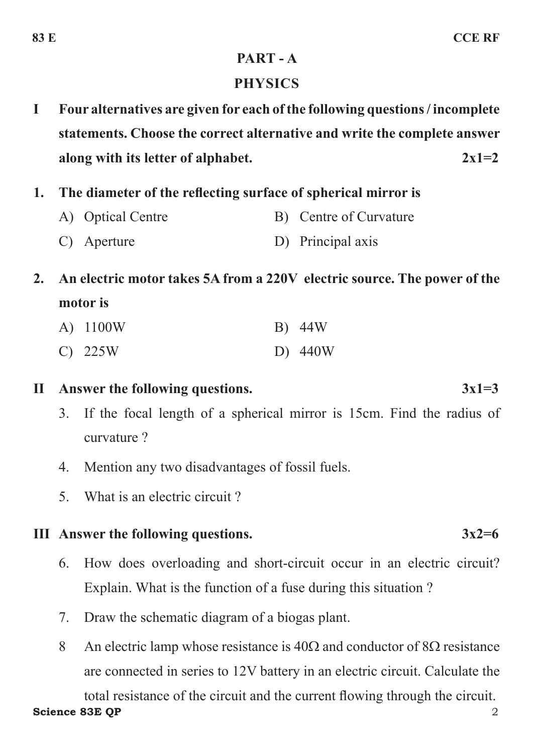## PART - A

## PHYSICS

**I Four alternatives are given for each of the following questions / incomplete statements. Choose the correct alternative and write the complete answer along with its letter of alphabet.** **2x1=2**

**1. The diameter of the reflecting surface of spherical mirror is**

A) Optical Centre  B) Centre of Curvature

C) Aperture  D) Principal axis

**2. An electric motor takes 5A from a 220V electric source. The power of the motor is**

A) 1100W  B) 44W

C) 225W  D) 440W

**II Answer the following questions.** **3x1=3**

3. If the focal length of a spherical mirror is 15cm. Find the radius of curvature ?

4. Mention any two disadvantages of fossil fuels.

5. What is an electric circuit ?

**III Answer the following questions.** **3x2=6**

6. How does overloading and short-circuit occur in an electric circuit? Explain. What is the function of a fuse during this situation ?

7. Draw the schematic diagram of a biogas plant.

8 An electric lamp whose resistance is 40Ω and conductor of 8Ω resistance are connected in series to 12V battery in an electric circuit. Calculate the total resistance of the circuit and the current flowing through the circuit.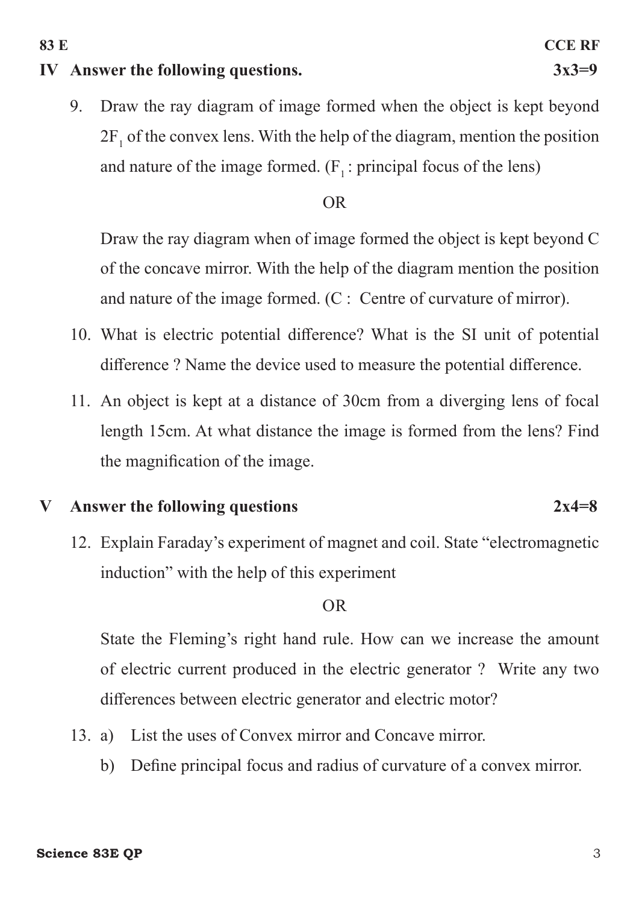## IV Answer the following questions. 3x3=9

9. Draw the ray diagram of image formed when the object is kept beyond $2F_1$ of the convex lens. With the help of the diagram, mention the position and nature of the image formed. ($F_1$ : principal focus of the lens)

   OR

   Draw the ray diagram when of image formed the object is kept beyond C of the concave mirror. With the help of the diagram mention the position and nature of the image formed. (C : Centre of curvature of mirror).

10. What is electric potential difference? What is the SI unit of potential difference ? Name the device used to measure the potential difference.

11. An object is kept at a distance of 30cm from a diverging lens of focal length 15cm. At what distance the image is formed from the lens? Find the magnification of the image.

## V Answer the following questions 2x4=8

12. Explain Faraday's experiment of magnet and coil. State "electromagnetic induction" with the help of this experiment

    OR

    State the Fleming's right hand rule. How can we increase the amount of electric current produced in the electric generator ? Write any two differences between electric generator and electric motor?

13. a) List the uses of Convex mirror and Concave mirror.

    b) Define principal focus and radius of curvature of a convex mirror.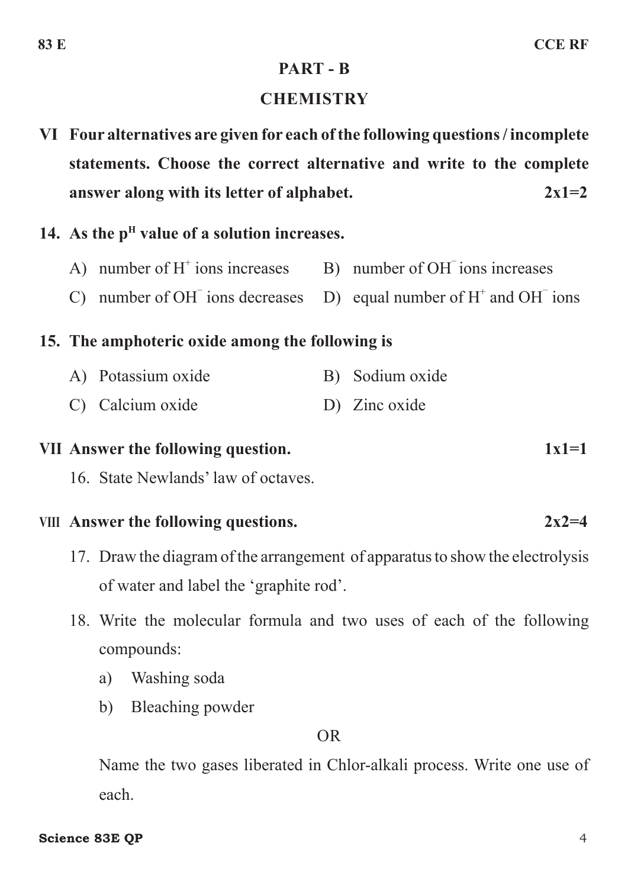## PART - B

## CHEMISTRY

**VI Four alternatives are given for each of the following questions / incomplete statements. Choose the correct alternative and write to the complete answer along with its letter of alphabet. 2x1=2**

**14. As the $p^H$ value of a solution increases.**

A) number of $H^+$ ions increases

B) number of $OH^-$ ions increases

C) number of $OH^-$ ions decreases

D) equal number of $H^+$ and $OH^-$ ions

**15. The amphoteric oxide among the following is**

A) Potassium oxide

B) Sodium oxide

C) Calcium oxide

D) Zinc oxide

**VII Answer the following question. 1x1=1**

16. State Newlands' law of octaves.

**VIII Answer the following questions. 2x2=4**

17. Draw the diagram of the arrangement of apparatus to show the electrolysis of water and label the 'graphite rod'.

18. Write the molecular formula and two uses of each of the following compounds:

a) Washing soda

b) Bleaching powder

OR

Name the two gases liberated in Chlor-alkali process. Write one use of each.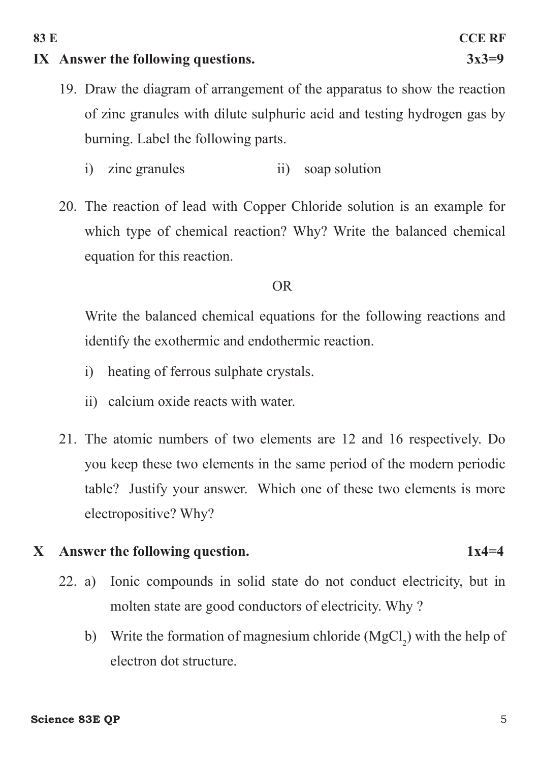## IX Answer the following questions. 3x3=9

19. Draw the diagram of arrangement of the apparatus to show the reaction of zinc granules with dilute sulphuric acid and testing hydrogen gas by burning. Label the following parts.

    i) zinc granules    ii) soap solution

20. The reaction of lead with Copper Chloride solution is an example for which type of chemical reaction? Why? Write the balanced chemical equation for this reaction.

    OR

    Write the balanced chemical equations for the following reactions and identify the exothermic and endothermic reaction.

    i) heating of ferrous sulphate crystals.

    ii) calcium oxide reacts with water.

21. The atomic numbers of two elements are 12 and 16 respectively. Do you keep these two elements in the same period of the modern periodic table? Justify your answer. Which one of these two elements is more electropositive? Why?

## X Answer the following question. 1x4=4

22. a) Ionic compounds in solid state do not conduct electricity, but in molten state are good conductors of electricity. Why ?

    b) Write the formation of magnesium chloride ($MgCl_2$) with the help of electron dot structure.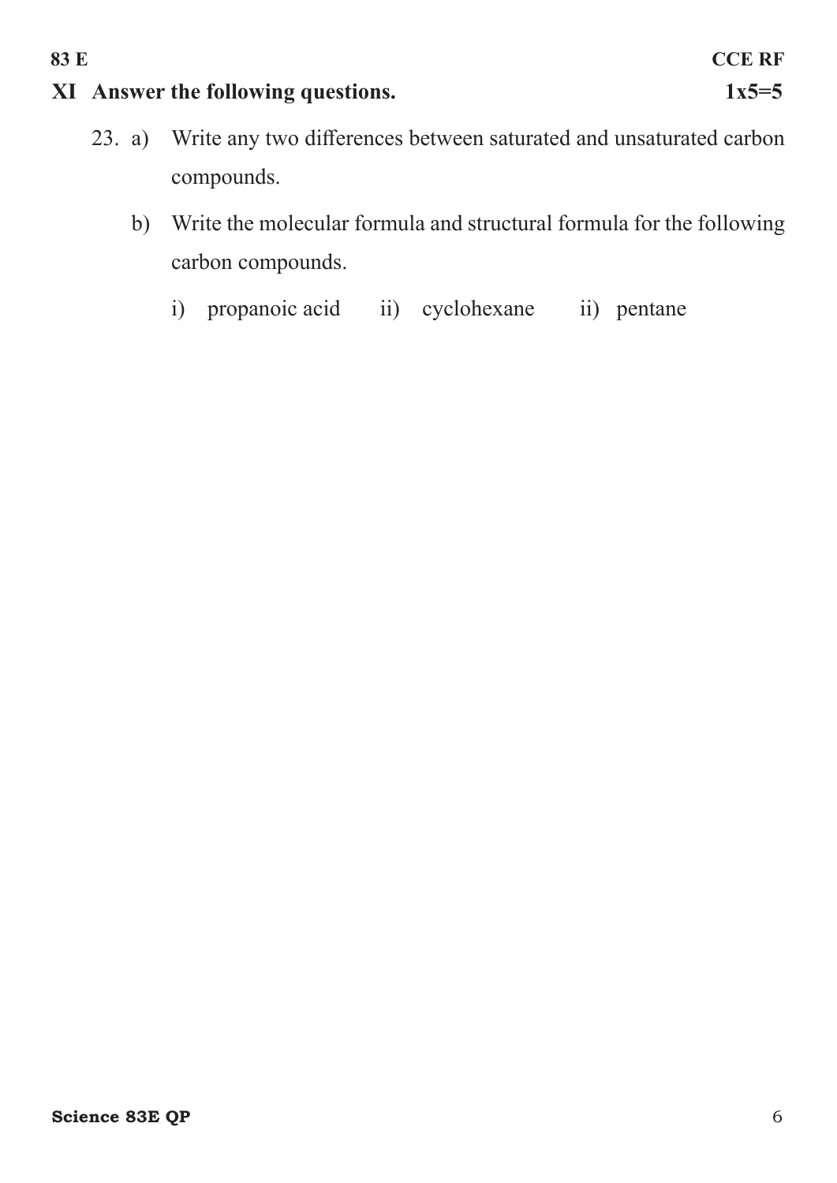## XI Answer the following questions. 1x5=5

23. a) Write any two differences between saturated and unsaturated carbon compounds.

    b) Write the molecular formula and structural formula for the following carbon compounds.

    i) propanoic acid ii) cyclohexane ii) pentane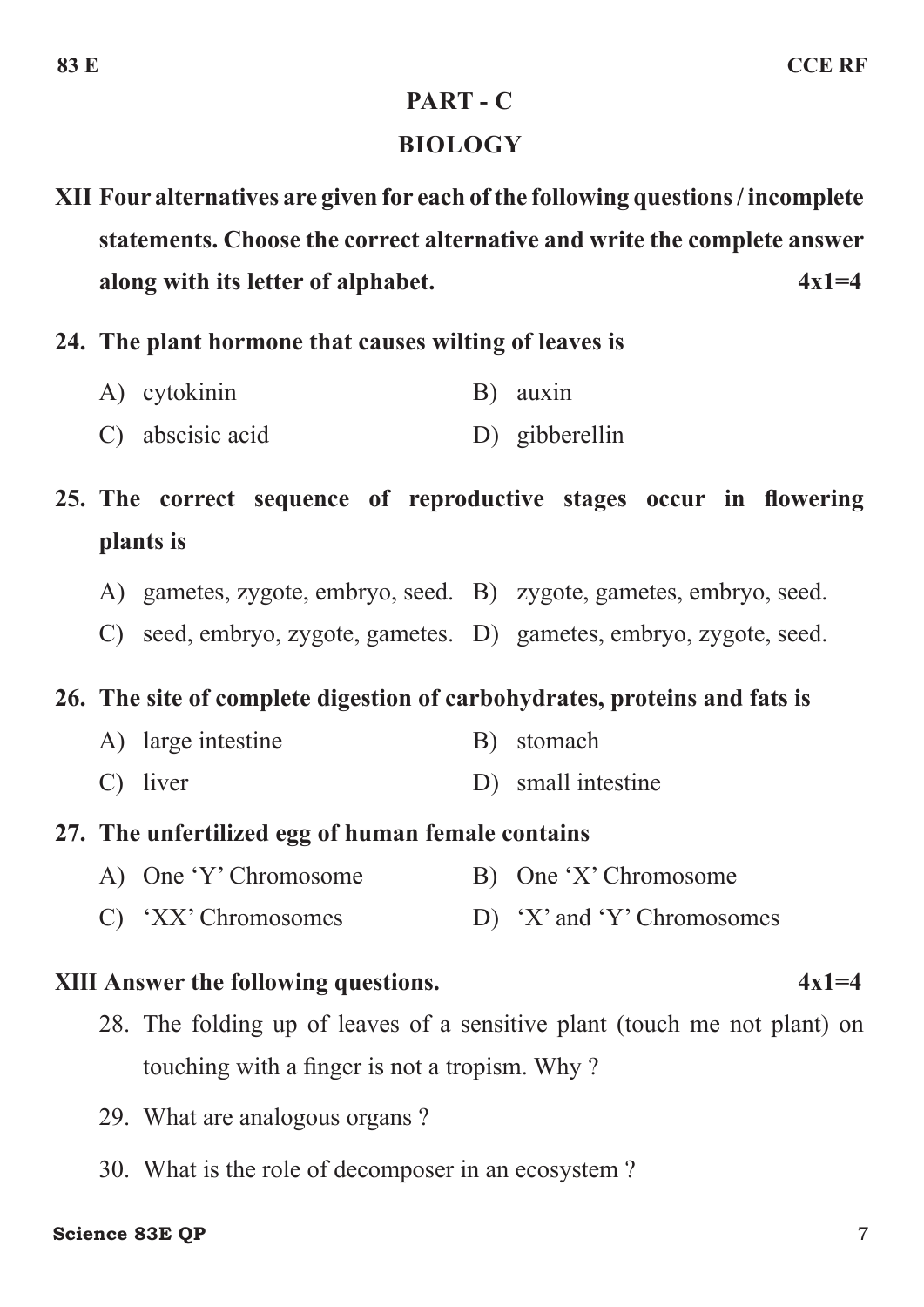## PART - C

## BIOLOGY

**XII Four alternatives are given for each of the following questions / incomplete statements. Choose the correct alternative and write the complete answer along with its letter of alphabet.** **4x1=4**

**24. The plant hormone that causes wilting of leaves is**

A) cytokinin

B) auxin

C) abscisic acid

D) gibberellin

**25. The correct sequence of reproductive stages occur in flowering plants is**

A) gametes, zygote, embryo, seed.

B) zygote, gametes, embryo, seed.

C) seed, embryo, zygote, gametes.

D) gametes, embryo, zygote, seed.

**26. The site of complete digestion of carbohydrates, proteins and fats is**

A) large intestine

B) stomach

C) liver

D) small intestine

**27. The unfertilized egg of human female contains**

A) One 'Y' Chromosome

B) One 'X' Chromosome

C) 'XX' Chromosomes

D) 'X' and 'Y' Chromosomes

**XIII Answer the following questions.** **4x1=4**

28. The folding up of leaves of a sensitive plant (touch me not plant) on touching with a finger is not a tropism. Why ?

29. What are analogous organs ?

30. What is the role of decomposer in an ecosystem ?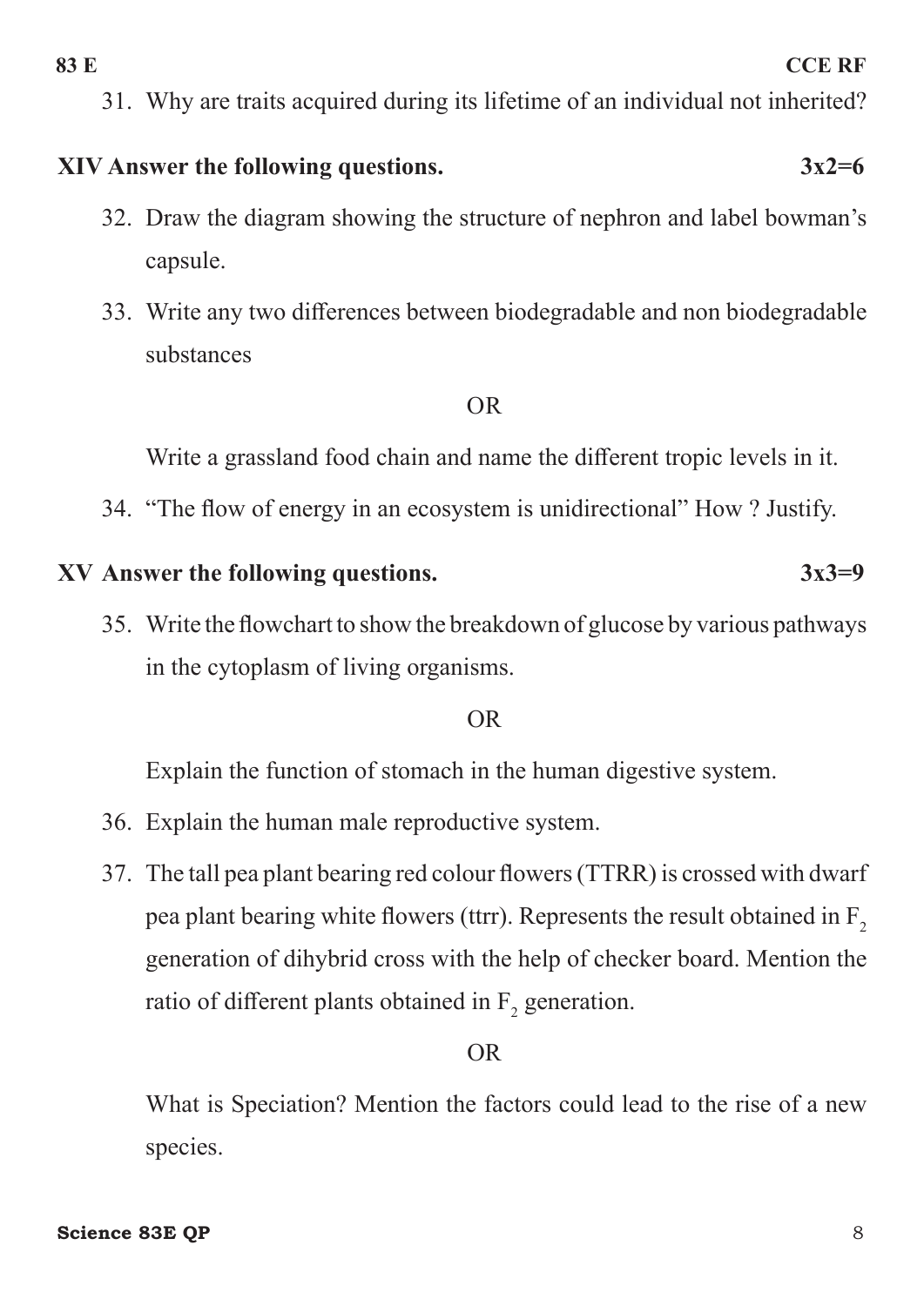31. Why are traits acquired during its lifetime of an individual not inherited?

**XIV Answer the following questions. 3x2=6**

32. Draw the diagram showing the structure of nephron and label bowman's capsule.

33. Write any two differences between biodegradable and non biodegradable substances

OR

Write a grassland food chain and name the different tropic levels in it.

34. "The flow of energy in an ecosystem is unidirectional" How ? Justify.

**XV Answer the following questions. 3x3=9**

35. Write the flowchart to show the breakdown of glucose by various pathways in the cytoplasm of living organisms.

OR

Explain the function of stomach in the human digestive system.

36. Explain the human male reproductive system.

37. The tall pea plant bearing red colour flowers (TTRR) is crossed with dwarf pea plant bearing white flowers (ttrr). Represents the result obtained in $F_2$ generation of dihybrid cross with the help of checker board. Mention the ratio of different plants obtained in $F_2$ generation.

OR

What is Speciation? Mention the factors could lead to the rise of a new species.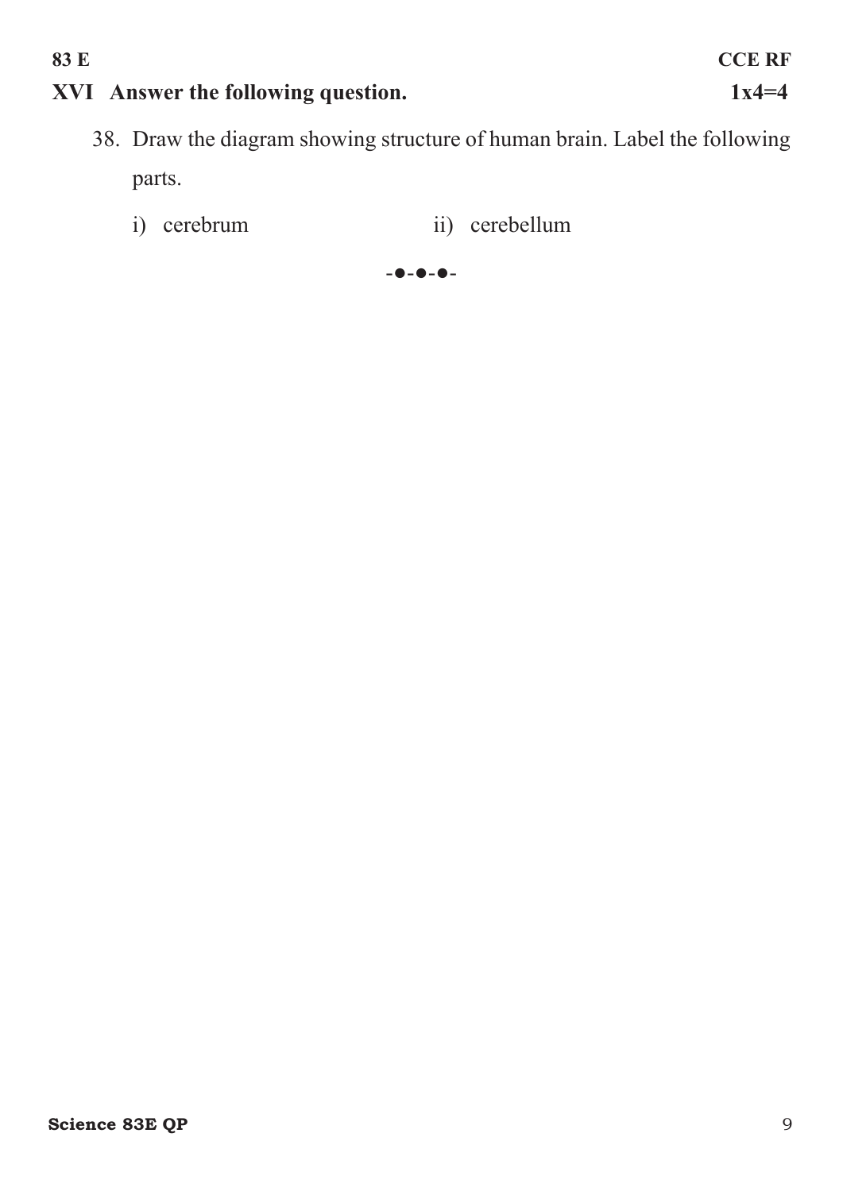## XVI Answer the following question. 1x4=4

38. Draw the diagram showing structure of human brain. Label the following parts.

    i) cerebrum    ii) cerebellum

-●-●-●-